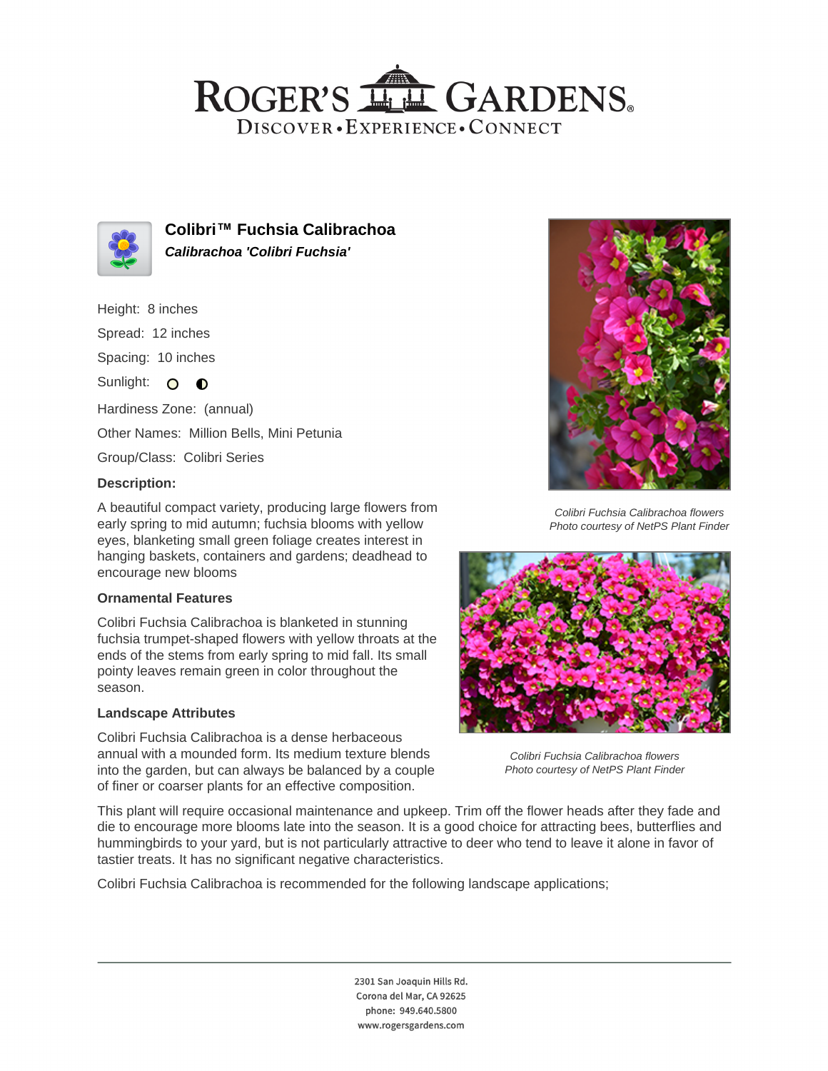# Colibri™ Fuchsia Calibrachoa

***Calibrachoa 'Colibri Fuchsia'***

Height: 8 inches

Spread: 12 inches

Spacing: 10 inches

Sunlight: full sun, partial shade

Hardiness Zone: (annual)

Other Names: Million Bells, Mini Petunia

Group/Class: Colibri Series

### Description:

A beautiful compact variety, producing large flowers from early spring to mid autumn; fuchsia blooms with yellow eyes, blanketing small green foliage creates interest in hanging baskets, containers and gardens; deadhead to encourage new blooms

### Ornamental Features

Colibri Fuchsia Calibrachoa is blanketed in stunning fuchsia trumpet-shaped flowers with yellow throats at the ends of the stems from early spring to mid fall. Its small pointy leaves remain green in color throughout the season.

### Landscape Attributes

Colibri Fuchsia Calibrachoa is a dense herbaceous annual with a mounded form. Its medium texture blends into the garden, but can always be balanced by a couple of finer or coarser plants for an effective composition.

This plant will require occasional maintenance and upkeep. Trim off the flower heads after they fade and die to encourage more blooms late into the season. It is a good choice for attracting bees, butterflies and hummingbirds to your yard, but is not particularly attractive to deer who tend to leave it alone in favor of tastier treats. It has no significant negative characteristics.

Colibri Fuchsia Calibrachoa is recommended for the following landscape applications;

*Colibri Fuchsia Calibrachoa flowers*
*Photo courtesy of NetPS Plant Finder*

*Colibri Fuchsia Calibrachoa flowers*
*Photo courtesy of NetPS Plant Finder*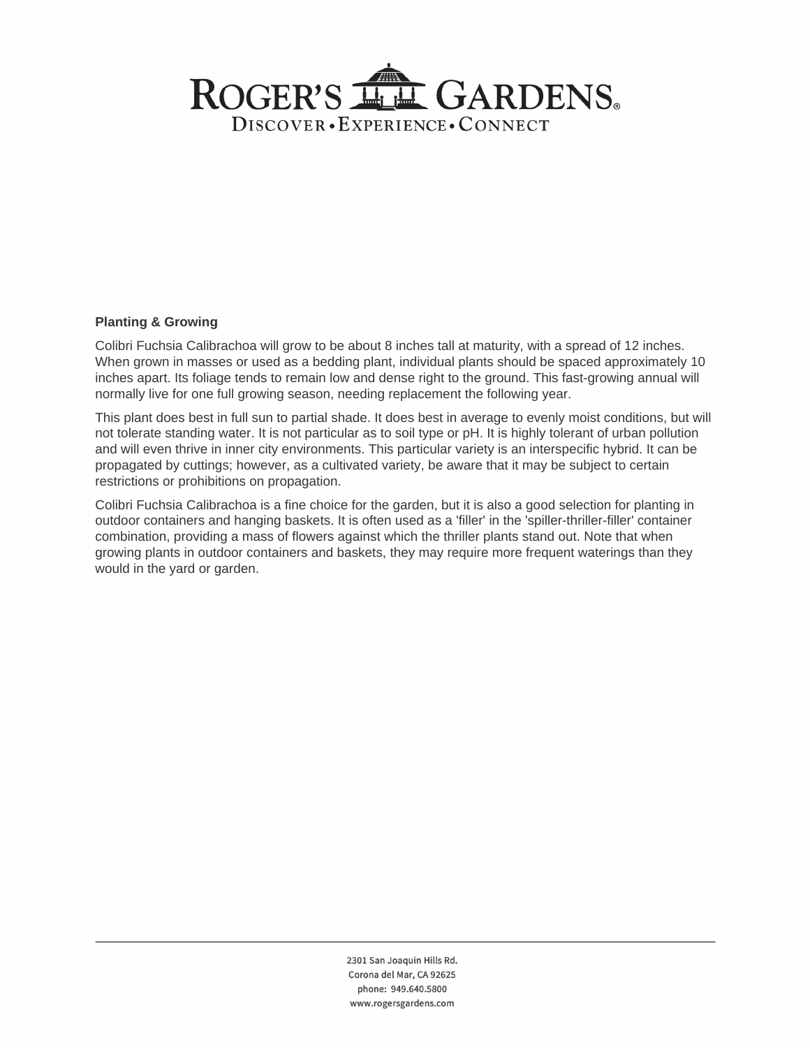**Planting & Growing**

Colibri Fuchsia Calibrachoa will grow to be about 8 inches tall at maturity, with a spread of 12 inches. When grown in masses or used as a bedding plant, individual plants should be spaced approximately 10 inches apart. Its foliage tends to remain low and dense right to the ground. This fast-growing annual will normally live for one full growing season, needing replacement the following year.

This plant does best in full sun to partial shade. It does best in average to evenly moist conditions, but will not tolerate standing water. It is not particular as to soil type or pH. It is highly tolerant of urban pollution and will even thrive in inner city environments. This particular variety is an interspecific hybrid. It can be propagated by cuttings; however, as a cultivated variety, be aware that it may be subject to certain restrictions or prohibitions on propagation.

Colibri Fuchsia Calibrachoa is a fine choice for the garden, but it is also a good selection for planting in outdoor containers and hanging baskets. It is often used as a 'filler' in the 'spiller-thriller-filler' container combination, providing a mass of flowers against which the thriller plants stand out. Note that when growing plants in outdoor containers and baskets, they may require more frequent waterings than they would in the yard or garden.